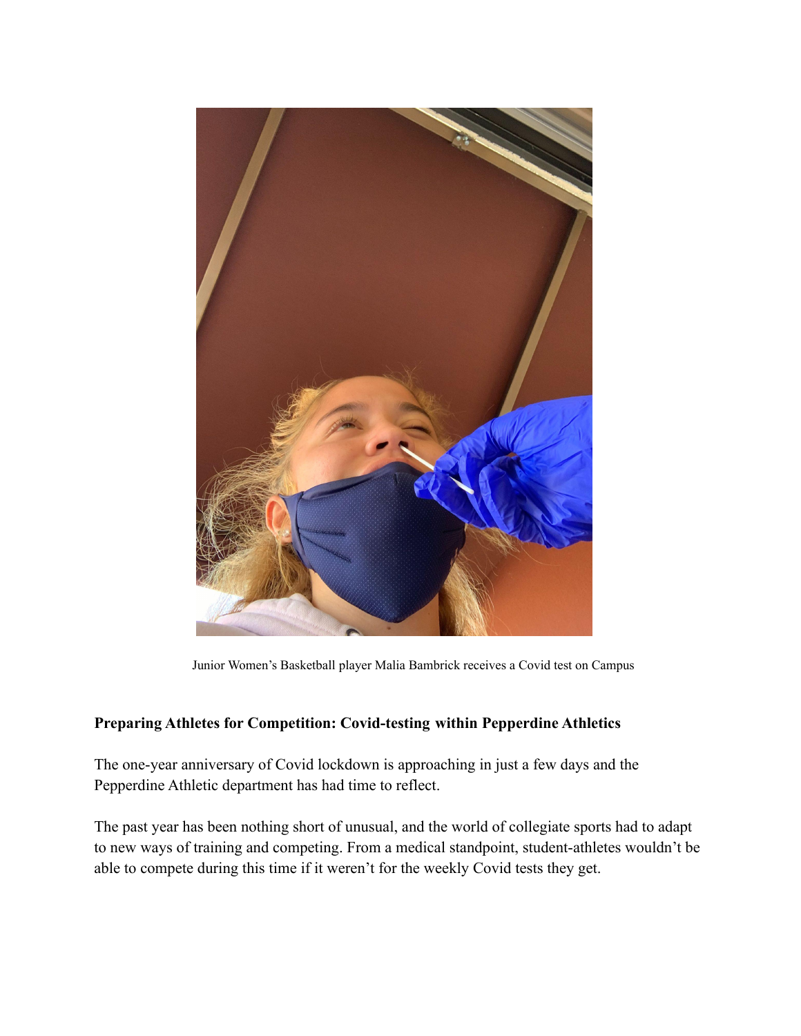Junior Women's Basketball player Malia Bambrick receives a Covid test on Campus

**Preparing Athletes for Competition: Covid-testing within Pepperdine Athletics**

The one-year anniversary of Covid lockdown is approaching in just a few days and the Pepperdine Athletic department has had time to reflect.

The past year has been nothing short of unusual, and the world of collegiate sports had to adapt to new ways of training and competing. From a medical standpoint, student-athletes wouldn't be able to compete during this time if it weren't for the weekly Covid tests they get.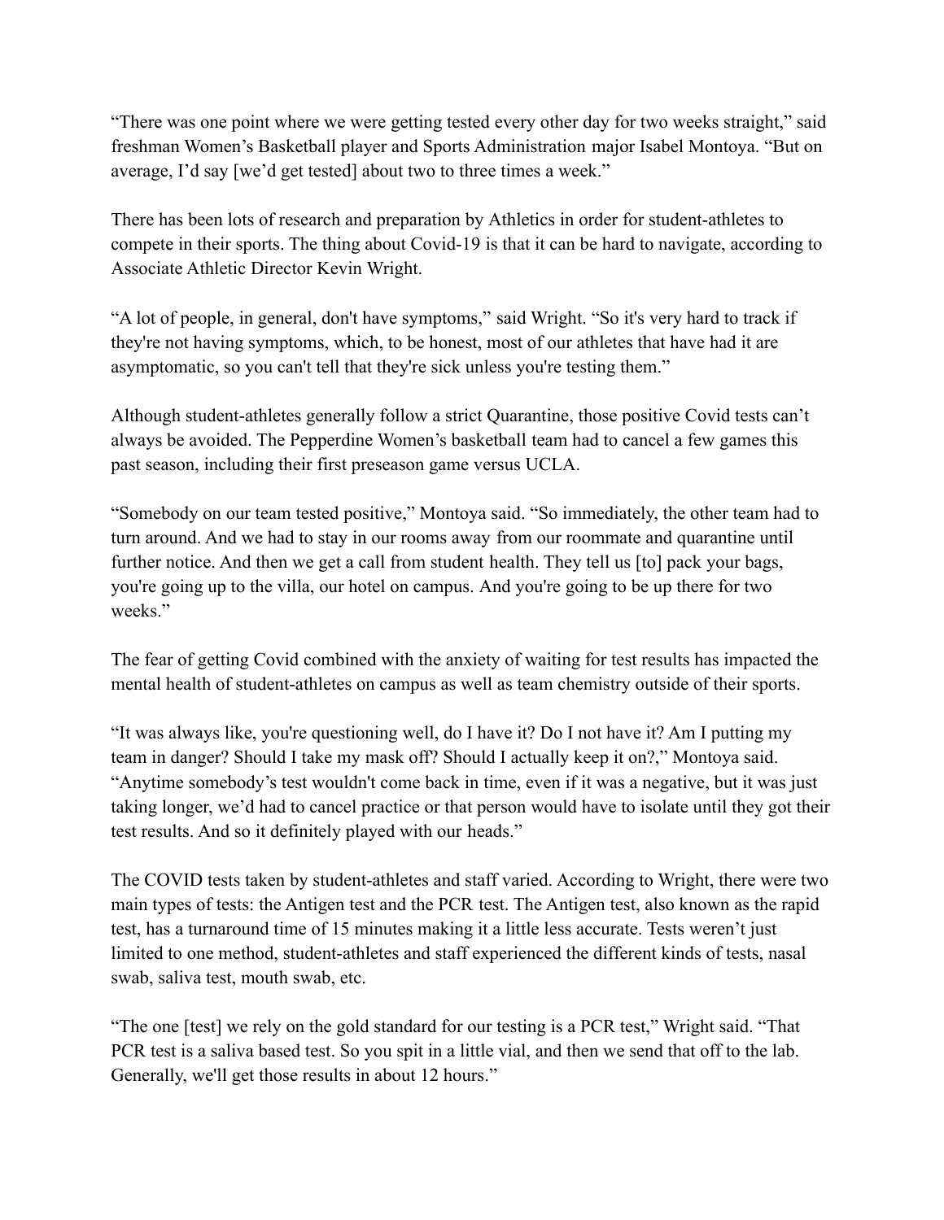“There was one point where we were getting tested every other day for two weeks straight,” said freshman Women’s Basketball player and Sports Administration major Isabel Montoya. “But on average, I’d say [we’d get tested] about two to three times a week.”

There has been lots of research and preparation by Athletics in order for student-athletes to compete in their sports. The thing about Covid-19 is that it can be hard to navigate, according to Associate Athletic Director Kevin Wright.

“A lot of people, in general, don't have symptoms,” said Wright. “So it's very hard to track if they're not having symptoms, which, to be honest, most of our athletes that have had it are asymptomatic, so you can't tell that they're sick unless you're testing them.”

Although student-athletes generally follow a strict Quarantine, those positive Covid tests can’t always be avoided. The Pepperdine Women’s basketball team had to cancel a few games this past season, including their first preseason game versus UCLA.

“Somebody on our team tested positive,” Montoya said. “So immediately, the other team had to turn around. And we had to stay in our rooms away from our roommate and quarantine until further notice. And then we get a call from student health. They tell us [to] pack your bags, you're going up to the villa, our hotel on campus. And you're going to be up there for two weeks.”

The fear of getting Covid combined with the anxiety of waiting for test results has impacted the mental health of student-athletes on campus as well as team chemistry outside of their sports.

“It was always like, you're questioning well, do I have it? Do I not have it? Am I putting my team in danger? Should I take my mask off? Should I actually keep it on?,” Montoya said. “Anytime somebody’s test wouldn't come back in time, even if it was a negative, but it was just taking longer, we’d had to cancel practice or that person would have to isolate until they got their test results. And so it definitely played with our heads.”

The COVID tests taken by student-athletes and staff varied. According to Wright, there were two main types of tests: the Antigen test and the PCR test. The Antigen test, also known as the rapid test, has a turnaround time of 15 minutes making it a little less accurate. Tests weren’t just limited to one method, student-athletes and staff experienced the different kinds of tests, nasal swab, saliva test, mouth swab, etc.

“The one [test] we rely on the gold standard for our testing is a PCR test,” Wright said. “That PCR test is a saliva based test. So you spit in a little vial, and then we send that off to the lab. Generally, we'll get those results in about 12 hours.”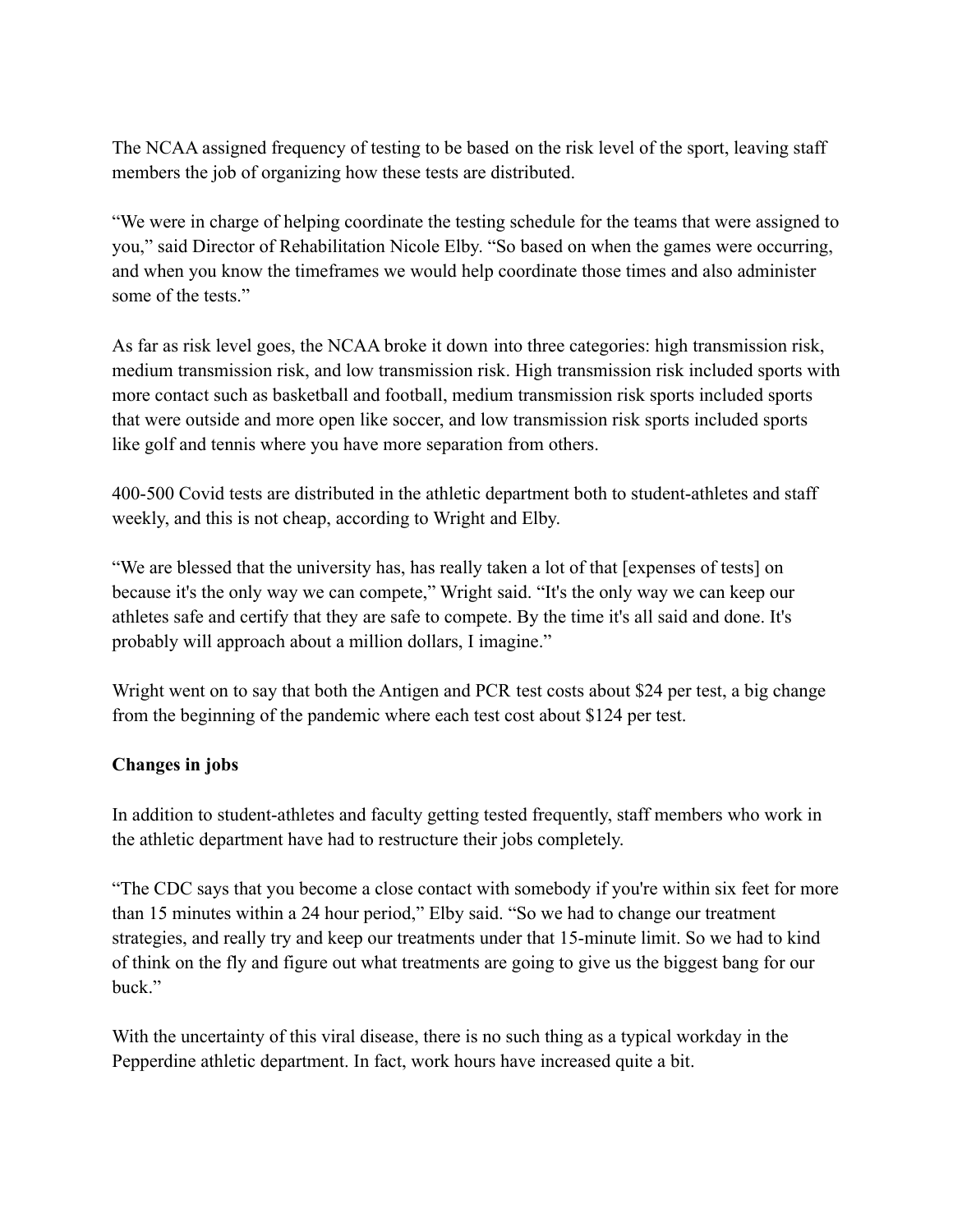The NCAA assigned frequency of testing to be based on the risk level of the sport, leaving staff members the job of organizing how these tests are distributed.

“We were in charge of helping coordinate the testing schedule for the teams that were assigned to you,” said Director of Rehabilitation Nicole Elby. “So based on when the games were occurring, and when you know the timeframes we would help coordinate those times and also administer some of the tests.”

As far as risk level goes, the NCAA broke it down into three categories: high transmission risk, medium transmission risk, and low transmission risk. High transmission risk included sports with more contact such as basketball and football, medium transmission risk sports included sports that were outside and more open like soccer, and low transmission risk sports included sports like golf and tennis where you have more separation from others.

400-500 Covid tests are distributed in the athletic department both to student-athletes and staff weekly, and this is not cheap, according to Wright and Elby.

“We are blessed that the university has, has really taken a lot of that [expenses of tests] on because it's the only way we can compete,” Wright said. “It's the only way we can keep our athletes safe and certify that they are safe to compete. By the time it's all said and done. It's probably will approach about a million dollars, I imagine.”

Wright went on to say that both the Antigen and PCR test costs about $24 per test, a big change from the beginning of the pandemic where each test cost about $124 per test.

**Changes in jobs**

In addition to student-athletes and faculty getting tested frequently, staff members who work in the athletic department have had to restructure their jobs completely.

“The CDC says that you become a close contact with somebody if you're within six feet for more than 15 minutes within a 24 hour period,” Elby said. “So we had to change our treatment strategies, and really try and keep our treatments under that 15-minute limit. So we had to kind of think on the fly and figure out what treatments are going to give us the biggest bang for our buck.”

With the uncertainty of this viral disease, there is no such thing as a typical workday in the Pepperdine athletic department. In fact, work hours have increased quite a bit.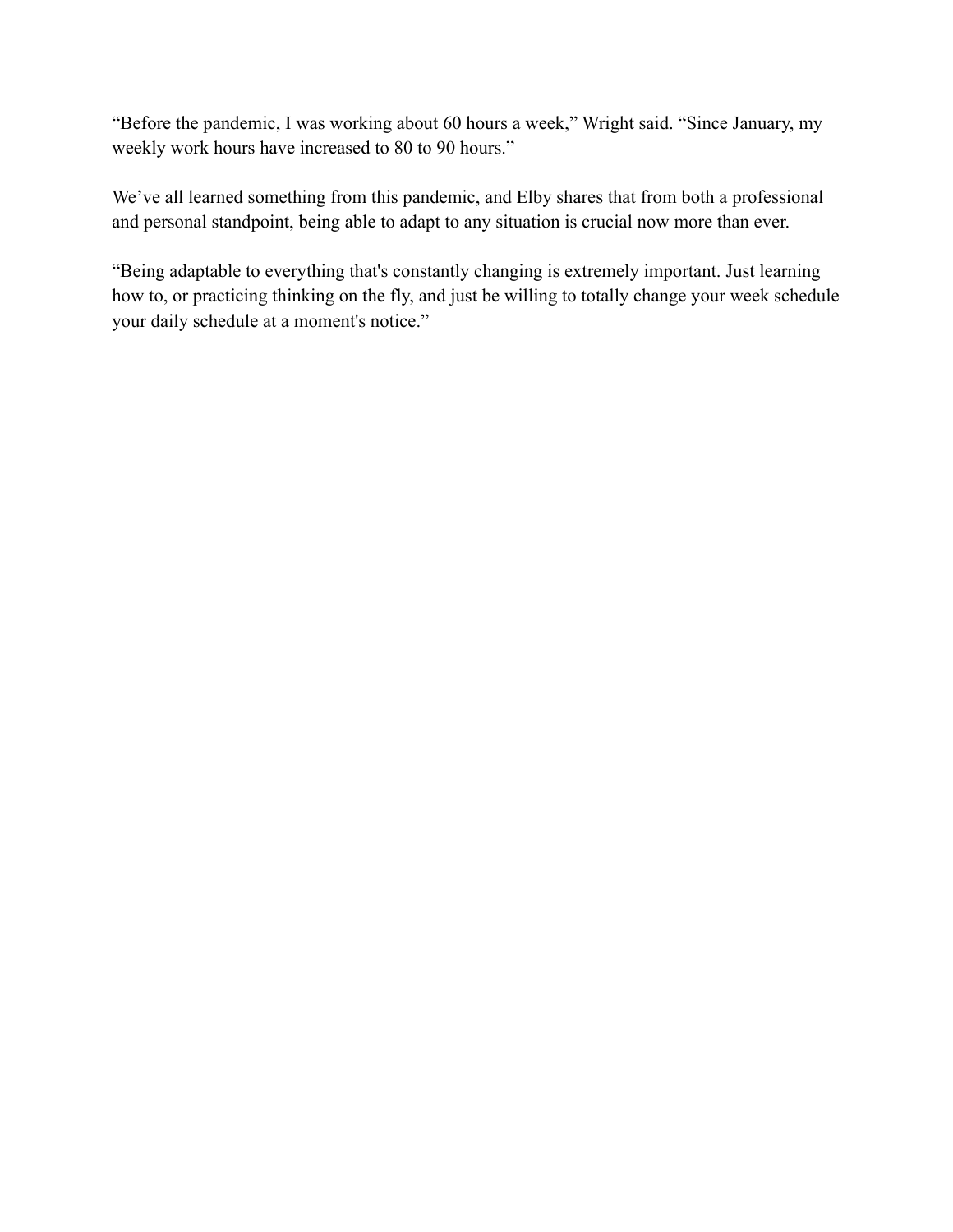“Before the pandemic, I was working about 60 hours a week,” Wright said. “Since January, my weekly work hours have increased to 80 to 90 hours.”

We’ve all learned something from this pandemic, and Elby shares that from both a professional and personal standpoint, being able to adapt to any situation is crucial now more than ever.

“Being adaptable to everything that's constantly changing is extremely important. Just learning how to, or practicing thinking on the fly, and just be willing to totally change your week schedule your daily schedule at a moment's notice.”